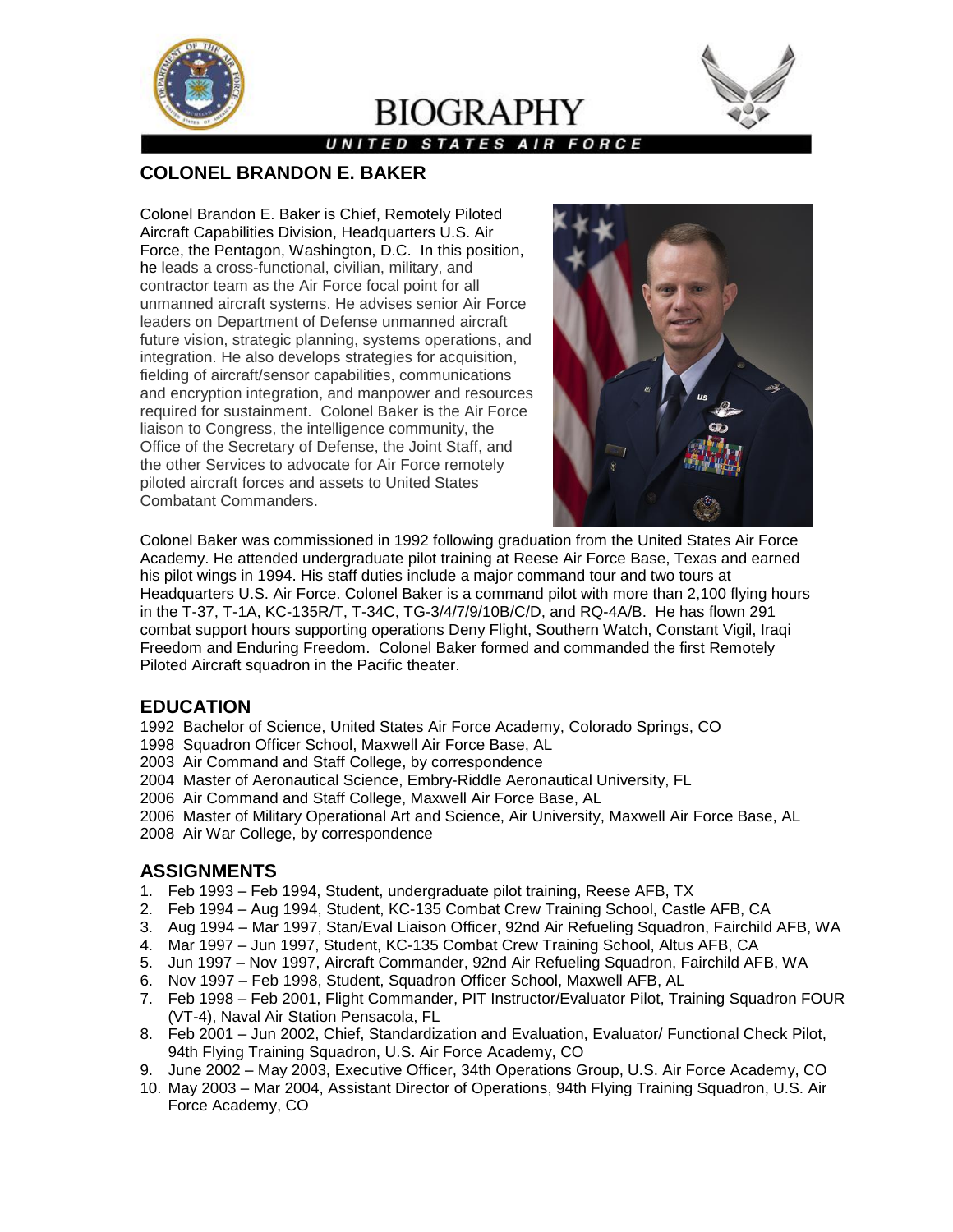# BIOGRAPHY

UNITED STATES AIR FORCE

## COLONEL BRANDON E. BAKER

Colonel Brandon E. Baker is Chief, Remotely Piloted Aircraft Capabilities Division, Headquarters U.S. Air Force, the Pentagon, Washington, D.C. In this position, he leads a cross-functional, civilian, military, and contractor team as the Air Force focal point for all unmanned aircraft systems. He advises senior Air Force leaders on Department of Defense unmanned aircraft future vision, strategic planning, systems operations, and integration. He also develops strategies for acquisition, fielding of aircraft/sensor capabilities, communications and encryption integration, and manpower and resources required for sustainment. Colonel Baker is the Air Force liaison to Congress, the intelligence community, the Office of the Secretary of Defense, the Joint Staff, and the other Services to advocate for Air Force remotely piloted aircraft forces and assets to United States Combatant Commanders.

Colonel Baker was commissioned in 1992 following graduation from the United States Air Force Academy. He attended undergraduate pilot training at Reese Air Force Base, Texas and earned his pilot wings in 1994. His staff duties include a major command tour and two tours at Headquarters U.S. Air Force. Colonel Baker is a command pilot with more than 2,100 flying hours in the T-37, T-1A, KC-135R/T, T-34C, TG-3/4/7/9/10B/C/D, and RQ-4A/B. He has flown 291 combat support hours supporting operations Deny Flight, Southern Watch, Constant Vigil, Iraqi Freedom and Enduring Freedom. Colonel Baker formed and commanded the first Remotely Piloted Aircraft squadron in the Pacific theater.

## EDUCATION

1992 Bachelor of Science, United States Air Force Academy, Colorado Springs, CO
1998 Squadron Officer School, Maxwell Air Force Base, AL
2003 Air Command and Staff College, by correspondence
2004 Master of Aeronautical Science, Embry-Riddle Aeronautical University, FL
2006 Air Command and Staff College, Maxwell Air Force Base, AL
2006 Master of Military Operational Art and Science, Air University, Maxwell Air Force Base, AL
2008 Air War College, by correspondence

## ASSIGNMENTS

1. Feb 1993 – Feb 1994, Student, undergraduate pilot training, Reese AFB, TX
2. Feb 1994 – Aug 1994, Student, KC-135 Combat Crew Training School, Castle AFB, CA
3. Aug 1994 – Mar 1997, Stan/Eval Liaison Officer, 92nd Air Refueling Squadron, Fairchild AFB, WA
4. Mar 1997 – Jun 1997, Student, KC-135 Combat Crew Training School, Altus AFB, CA
5. Jun 1997 – Nov 1997, Aircraft Commander, 92nd Air Refueling Squadron, Fairchild AFB, WA
6. Nov 1997 – Feb 1998, Student, Squadron Officer School, Maxwell AFB, AL
7. Feb 1998 – Feb 2001, Flight Commander, PIT Instructor/Evaluator Pilot, Training Squadron FOUR (VT-4), Naval Air Station Pensacola, FL
8. Feb 2001 – Jun 2002, Chief, Standardization and Evaluation, Evaluator/ Functional Check Pilot, 94th Flying Training Squadron, U.S. Air Force Academy, CO
9. June 2002 – May 2003, Executive Officer, 34th Operations Group, U.S. Air Force Academy, CO
10. May 2003 – Mar 2004, Assistant Director of Operations, 94th Flying Training Squadron, U.S. Air Force Academy, CO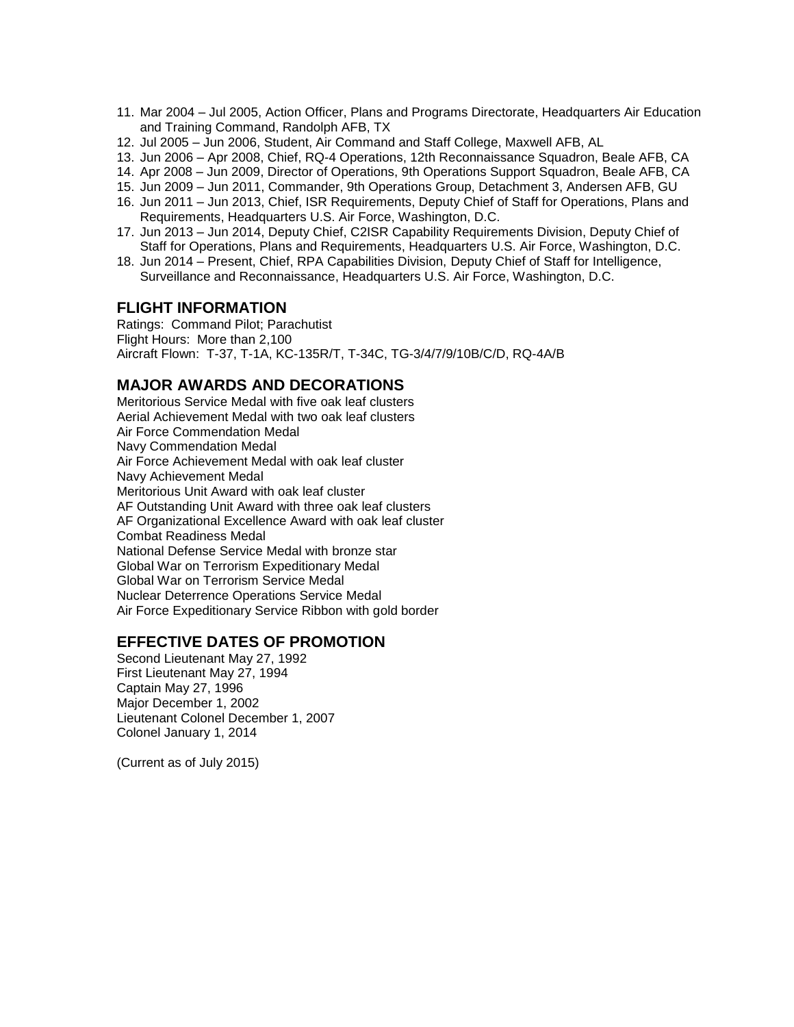11. Mar 2004 – Jul 2005, Action Officer, Plans and Programs Directorate, Headquarters Air Education and Training Command, Randolph AFB, TX
12. Jul 2005 – Jun 2006, Student, Air Command and Staff College, Maxwell AFB, AL
13. Jun 2006 – Apr 2008, Chief, RQ-4 Operations, 12th Reconnaissance Squadron, Beale AFB, CA
14. Apr 2008 – Jun 2009, Director of Operations, 9th Operations Support Squadron, Beale AFB, CA
15. Jun 2009 – Jun 2011, Commander, 9th Operations Group, Detachment 3, Andersen AFB, GU
16. Jun 2011 – Jun 2013, Chief, ISR Requirements, Deputy Chief of Staff for Operations, Plans and Requirements, Headquarters U.S. Air Force, Washington, D.C.
17. Jun 2013 – Jun 2014, Deputy Chief, C2ISR Capability Requirements Division, Deputy Chief of Staff for Operations, Plans and Requirements, Headquarters U.S. Air Force, Washington, D.C.
18. Jun 2014 – Present, Chief, RPA Capabilities Division, Deputy Chief of Staff for Intelligence, Surveillance and Reconnaissance, Headquarters U.S. Air Force, Washington, D.C.

## FLIGHT INFORMATION

Ratings: Command Pilot; Parachutist
Flight Hours: More than 2,100
Aircraft Flown: T-37, T-1A, KC-135R/T, T-34C, TG-3/4/7/9/10B/C/D, RQ-4A/B

## MAJOR AWARDS AND DECORATIONS

Meritorious Service Medal with five oak leaf clusters
Aerial Achievement Medal with two oak leaf clusters
Air Force Commendation Medal
Navy Commendation Medal
Air Force Achievement Medal with oak leaf cluster
Navy Achievement Medal
Meritorious Unit Award with oak leaf cluster
AF Outstanding Unit Award with three oak leaf clusters
AF Organizational Excellence Award with oak leaf cluster
Combat Readiness Medal
National Defense Service Medal with bronze star
Global War on Terrorism Expeditionary Medal
Global War on Terrorism Service Medal
Nuclear Deterrence Operations Service Medal
Air Force Expeditionary Service Ribbon with gold border

## EFFECTIVE DATES OF PROMOTION

Second Lieutenant May 27, 1992
First Lieutenant May 27, 1994
Captain May 27, 1996
Major December 1, 2002
Lieutenant Colonel December 1, 2007
Colonel January 1, 2014

(Current as of July 2015)